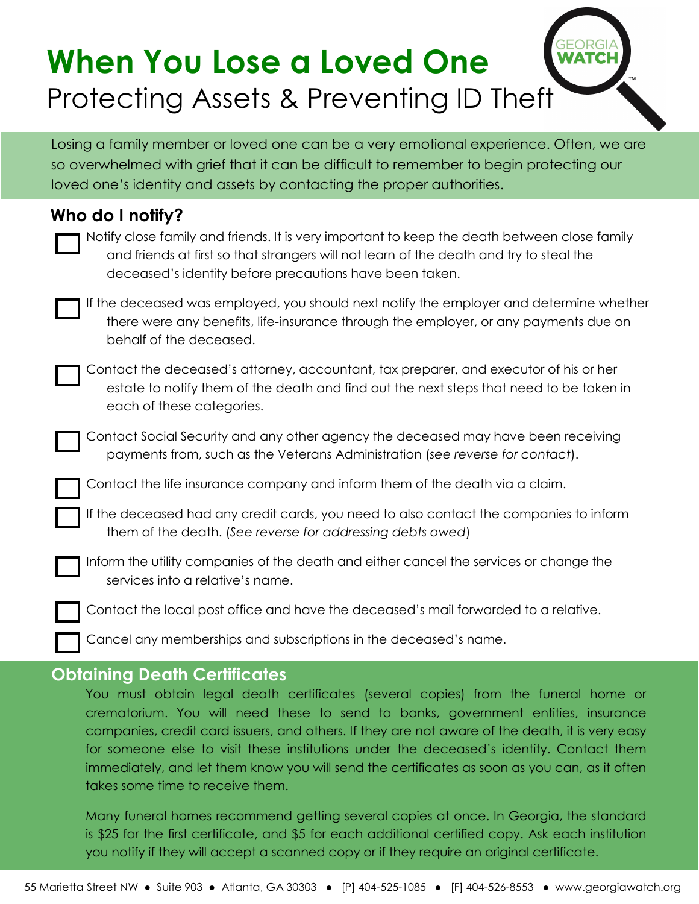# When You Lose a Loved One

## Protecting Assets & Preventing ID Theft

GEORGIA WATCH™

Losing a family member or loved one can be a very emotional experience. Often, we are so overwhelmed with grief that it can be difficult to remember to begin protecting our loved one's identity and assets by contacting the proper authorities.

### Who do I notify?

- [ ] Notify close family and friends. It is very important to keep the death between close family and friends at first so that strangers will not learn of the death and try to steal the deceased's identity before precautions have been taken.
- [ ] If the deceased was employed, you should next notify the employer and determine whether there were any benefits, life-insurance through the employer, or any payments due on behalf of the deceased.
- [ ] Contact the deceased's attorney, accountant, tax preparer, and executor of his or her estate to notify them of the death and find out the next steps that need to be taken in each of these categories.
- [ ] Contact Social Security and any other agency the deceased may have been receiving payments from, such as the Veterans Administration (*see reverse for contact*).
- [ ] Contact the life insurance company and inform them of the death via a claim.
- [ ] If the deceased had any credit cards, you need to also contact the companies to inform them of the death. (*See reverse for addressing debts owed*)
- [ ] Inform the utility companies of the death and either cancel the services or change the services into a relative's name.
- [ ] Contact the local post office and have the deceased's mail forwarded to a relative.
- [ ] Cancel any memberships and subscriptions in the deceased's name.

### Obtaining Death Certificates

You must obtain legal death certificates (several copies) from the funeral home or crematorium. You will need these to send to banks, government entities, insurance companies, credit card issuers, and others. If they are not aware of the death, it is very easy for someone else to visit these institutions under the deceased's identity. Contact them immediately, and let them know you will send the certificates as soon as you can, as it often takes some time to receive them.

Many funeral homes recommend getting several copies at once. In Georgia, the standard is $25 for the first certificate, and $5 for each additional certified copy. Ask each institution you notify if they will accept a scanned copy or if they require an original certificate.

55 Marietta Street NW • Suite 903 • Atlanta, GA 30303 • [P] 404-525-1085 • [F] 404-526-8553 • www.georgiawatch.org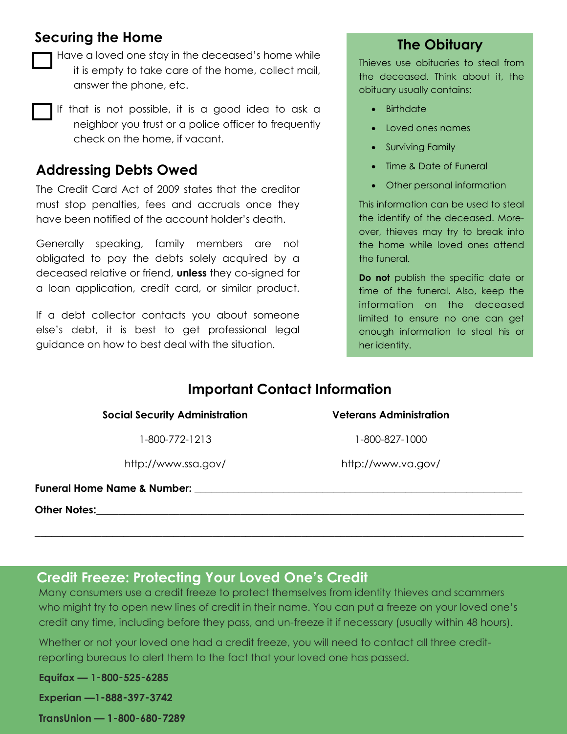## Securing the Home

- [ ] Have a loved one stay in the deceased's home while it is empty to take care of the home, collect mail, answer the phone, etc.
- [ ] If that is not possible, it is a good idea to ask a neighbor you trust or a police officer to frequently check on the home, if vacant.

## Addressing Debts Owed

The Credit Card Act of 2009 states that the creditor must stop penalties, fees and accruals once they have been notified of the account holder's death.

Generally speaking, family members are not obligated to pay the debts solely acquired by a deceased relative or friend, **unless** they co-signed for a loan application, credit card, or similar product.

If a debt collector contacts you about someone else's debt, it is best to get professional legal guidance on how to best deal with the situation.

## The Obituary

Thieves use obituaries to steal from the deceased. Think about it, the obituary usually contains:

- Birthdate
- Loved ones names
- Surviving Family
- Time & Date of Funeral
- Other personal information

This information can be used to steal the identify of the deceased. Moreover, thieves may try to break into the home while loved ones attend the funeral.

**Do not** publish the specific date or time of the funeral. Also, keep the information on the deceased limited to ensure no one can get enough information to steal his or her identity.

## Important Contact Information

**Social Security Administration**

1-800-772-1213

http://www.ssa.gov/

**Veterans Administration**

1-800-827-1000

http://www.va.gov/

**Funeral Home Name & Number:** ______________________________

**Other Notes:** ______________________________

______________________________

## Credit Freeze: Protecting Your Loved One's Credit

Many consumers use a credit freeze to protect themselves from identity thieves and scammers who might try to open new lines of credit in their name. You can put a freeze on your loved one's credit any time, including before they pass, and un-freeze it if necessary (usually within 48 hours).

Whether or not your loved one had a credit freeze, you will need to contact all three credit-reporting bureaus to alert them to the fact that your loved one has passed.

**Equifax — 1-800-525-6285**

**Experian —1-888-397-3742**

**TransUnion — 1-800-680-7289**